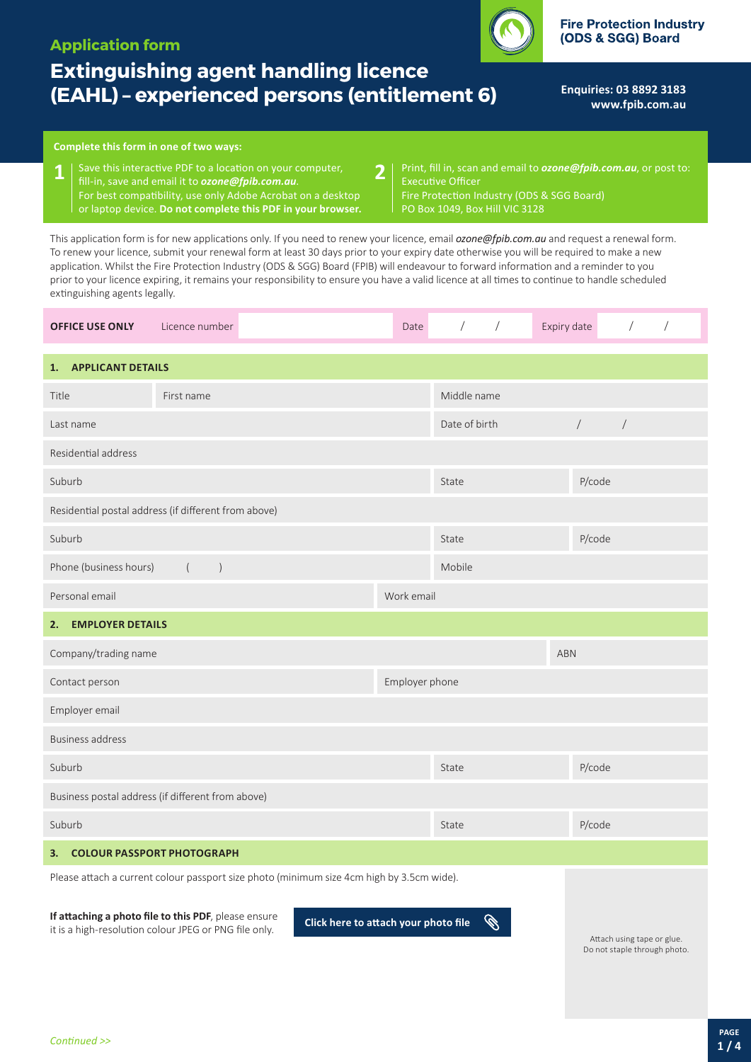# Application form

## Extinguishing agent handling licence (EAHL) – experienced persons (entitlement 6)

**Fire Protection Industry (ODS & SGG) Board**

**Enquiries: 03 8892 3183**
**www.fpib.com.au**

**Complete this form in one of two ways:**

1. Save this interactive PDF to a location on your computer, fill-in, save and email it to ***ozone@fpib.com.au***. For best compatibility, use only Adobe Acrobat on a desktop or laptop device. **Do not complete this PDF in your browser.**
2. Print, fill in, scan and email to ***ozone@fpib.com.au***, or post to: Executive Officer, Fire Protection Industry (ODS & SGG Board), PO Box 1049, Box Hill VIC 3128

This application form is for new applications only. If you need to renew your licence, email *ozone@fpib.com.au* and request a renewal form. To renew your licence, submit your renewal form at least 30 days prior to your expiry date otherwise you will be required to make a new application. Whilst the Fire Protection Industry (ODS & SGG) Board (FPIB) will endeavour to forward information and a reminder to you prior to your licence expiring, it remains your responsibility to ensure you have a valid licence at all times to continue to handle scheduled extinguishing agents legally.

| **OFFICE USE ONLY** | Licence number | | Date | / / | Expiry date | / / |
|---|---|---|---|---|---|---|

### 1. APPLICANT DETAILS

| | | |
|---|---|---|
| Title | First name | Middle name |
| Last name | | Date of birth / / |
| Residential address | | |
| Suburb | State | P/code |
| Residential postal address (if different from above) | | |
| Suburb | State | P/code |
| Phone (business hours) ( ) | | Mobile |
| Personal email | Work email | |

### 2. EMPLOYER DETAILS

| | |
|---|---|
| Company/trading name | ABN |
| Contact person | Employer phone |
| Employer email | |
| Business address | |
| Suburb | State / P/code |
| Business postal address (if different from above) | |
| Suburb | State / P/code |

### 3. COLOUR PASSPORT PHOTOGRAPH

Please attach a current colour passport size photo (minimum size 4cm high by 3.5cm wide).

**If attaching a photo file to this PDF**, please ensure it is a high-resolution colour JPEG or PNG file only.

**Click here to attach your photo file**

Attach using tape or glue. Do not staple through photo.

*Continued >>*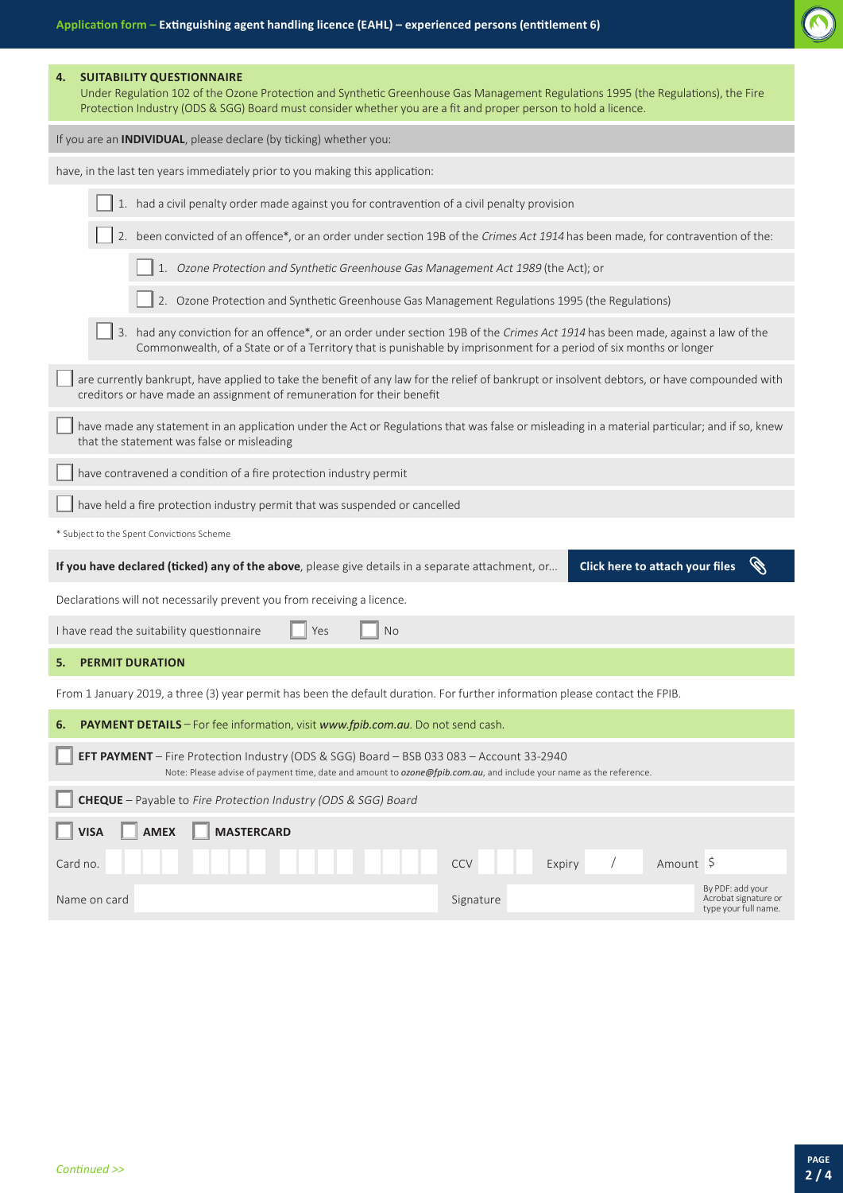## 4. SUITABILITY QUESTIONNAIRE

Under Regulation 102 of the Ozone Protection and Synthetic Greenhouse Gas Management Regulations 1995 (the Regulations), the Fire Protection Industry (ODS & SGG) Board must consider whether you are a fit and proper person to hold a licence.

If you are an **INDIVIDUAL**, please declare (by ticking) whether you:

have, in the last ten years immediately prior to you making this application:

- ☐ 1. had a civil penalty order made against you for contravention of a civil penalty provision
- ☐ 2. been convicted of an offence*, or an order under section 19B of the *Crimes Act 1914* has been made, for contravention of the:
  - ☐ 1. *Ozone Protection and Synthetic Greenhouse Gas Management Act 1989* (the Act); or
  - ☐ 2. Ozone Protection and Synthetic Greenhouse Gas Management Regulations 1995 (the Regulations)
- ☐ 3. had any conviction for an offence*, or an order under section 19B of the *Crimes Act 1914* has been made, against a law of the Commonwealth, of a State or of a Territory that is punishable by imprisonment for a period of six months or longer

☐ are currently bankrupt, have applied to take the benefit of any law for the relief of bankrupt or insolvent debtors, or have compounded with creditors or have made an assignment of remuneration for their benefit

☐ have made any statement in an application under the Act or Regulations that was false or misleading in a material particular; and if so, knew that the statement was false or misleading

☐ have contravened a condition of a fire protection industry permit

☐ have held a fire protection industry permit that was suspended or cancelled

* Subject to the Spent Convictions Scheme

**If you have declared (ticked) any of the above**, please give details in a separate attachment, or... **Click here to attach your files**

Declarations will not necessarily prevent you from receiving a licence.

I have read the suitability questionnaire ☐ Yes ☐ No

## 5. PERMIT DURATION

From 1 January 2019, a three (3) year permit has been the default duration. For further information please contact the FPIB.

## 6. PAYMENT DETAILS – For fee information, visit *www.fpib.com.au*. Do not send cash.

☐ **EFT PAYMENT** – Fire Protection Industry (ODS & SGG) Board – BSB 033 083 – Account 33-2940
Note: Please advise of payment time, date and amount to ***ozone@fpib.com.au***, and include your name as the reference.

☐ **CHEQUE** – Payable to *Fire Protection Industry (ODS & SGG) Board*

☐ **VISA** ☐ **AMEX** ☐ **MASTERCARD**

Card no. ____________ CCV ______ Expiry ___ / ___ Amount $ ______

Name on card ____________ Signature ____________ By PDF: add your Acrobat signature or type your full name.

*Continued >>*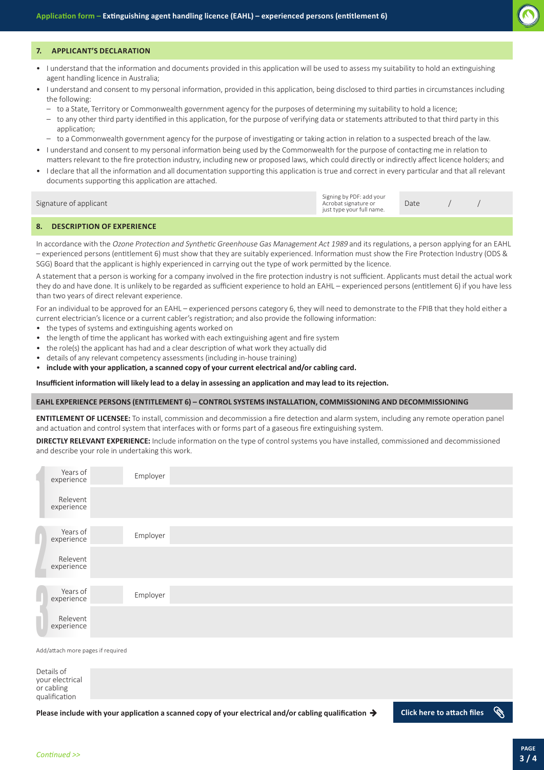## 7. APPLICANT'S DECLARATION

- I understand that the information and documents provided in this application will be used to assess my suitability to hold an extinguishing agent handling licence in Australia;
- I understand and consent to my personal information, provided in this application, being disclosed to third parties in circumstances including the following:
  - to a State, Territory or Commonwealth government agency for the purposes of determining my suitability to hold a licence;
  - to any other third party identified in this application, for the purpose of verifying data or statements attributed to that third party in this application;
  - to a Commonwealth government agency for the purpose of investigating or taking action in relation to a suspected breach of the law.
- I understand and consent to my personal information being used by the Commonwealth for the purpose of contacting me in relation to matters relevant to the fire protection industry, including new or proposed laws, which could directly or indirectly affect licence holders; and
- I declare that all the information and all documentation supporting this application is true and correct in every particular and that all relevant documents supporting this application are attached.

| Signature of applicant | Signing by PDF: add your Acrobat signature or just type your full name. | Date / / |
|---|---|---|

## 8. DESCRIPTION OF EXPERIENCE

In accordance with the *Ozone Protection and Synthetic Greenhouse Gas Management Act 1989* and its regulations, a person applying for an EAHL – experienced persons (entitlement 6) must show that they are suitably experienced. Information must show the Fire Protection Industry (ODS & SGG) Board that the applicant is highly experienced in carrying out the type of work permitted by the licence.

A statement that a person is working for a company involved in the fire protection industry is not sufficient. Applicants must detail the actual work they do and have done. It is unlikely to be regarded as sufficient experience to hold an EAHL – experienced persons (entitlement 6) if you have less than two years of direct relevant experience.

For an individual to be approved for an EAHL – experienced persons category 6, they will need to demonstrate to the FPIB that they hold either a current electrician's licence or a current cabler's registration; and also provide the following information:

- the types of systems and extinguishing agents worked on
- the length of time the applicant has worked with each extinguishing agent and fire system
- the role(s) the applicant has had and a clear description of what work they actually did
- details of any relevant competency assessments (including in-house training)
- **include with your application, a scanned copy of your current electrical and/or cabling card.**

**Insufficient information will likely lead to a delay in assessing an application and may lead to its rejection.**

### EAHL EXPERIENCE PERSONS (ENTITLEMENT 6) – CONTROL SYSTEMS INSTALLATION, COMMISSIONING AND DECOMMISSIONING

**ENTITLEMENT OF LICENSEE:** To install, commission and decommission a fire detection and alarm system, including any remote operation panel and actuation and control system that interfaces with or forms part of a gaseous fire extinguishing system.

**DIRECTLY RELEVANT EXPERIENCE:** Include information on the type of control systems you have installed, commissioned and decommissioned and describe your role in undertaking this work.

| # | | | | |
|---|---|---|---|---|
| 1 | Years of experience | | Employer | |
| | Relevent experience | | | |
| 2 | Years of experience | | Employer | |
| | Relevent experience | | | |
| 3 | Years of experience | | Employer | |
| | Relevent experience | | | |

Add/attach more pages if required

| Details of your electrical or cabling qualification | |
|---|---|

**Please include with your application a scanned copy of your electrical and/or cabling qualification** → **Click here to attach files**

*Continued >>*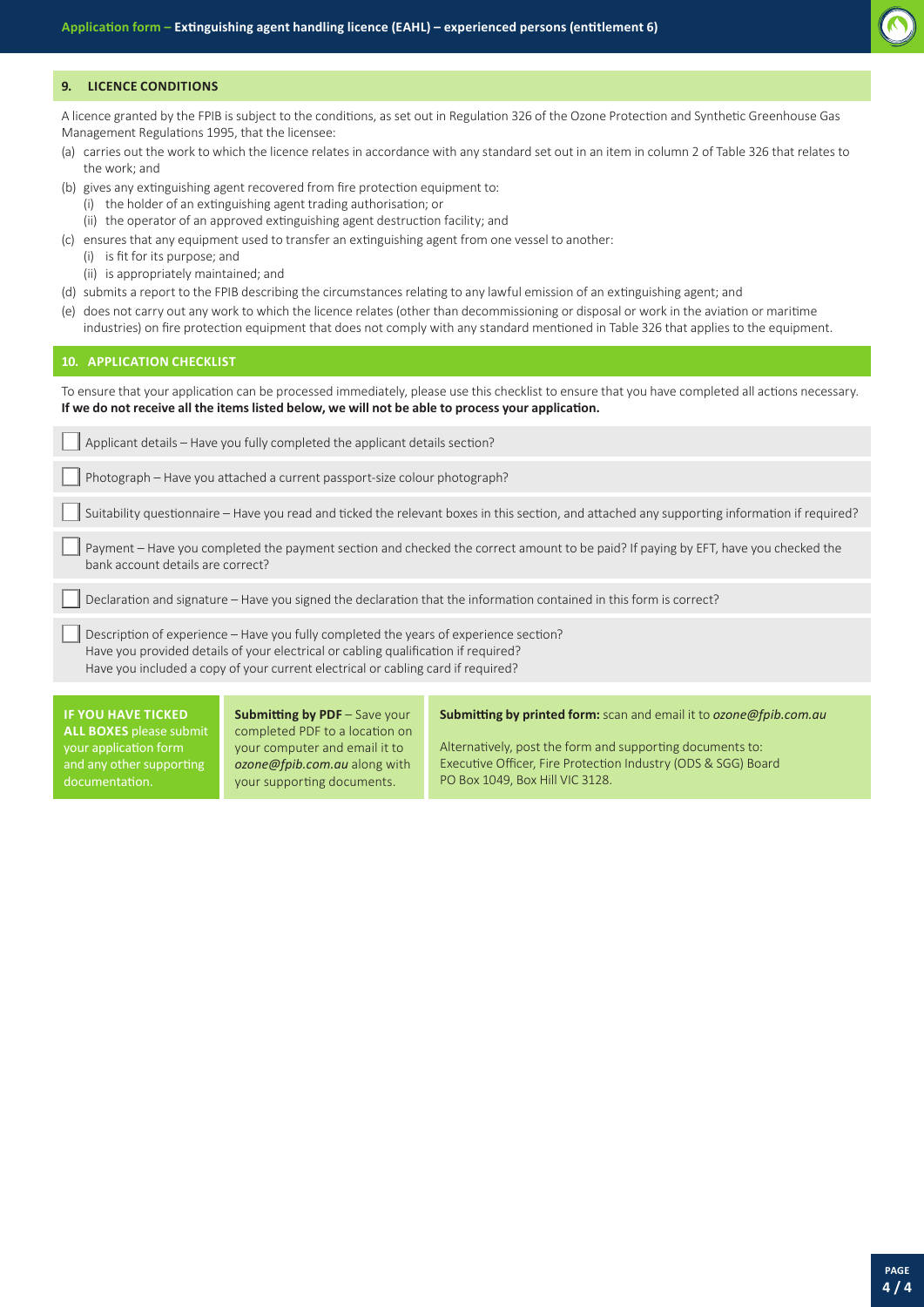## 9. LICENCE CONDITIONS

A licence granted by the FPIB is subject to the conditions, as set out in Regulation 326 of the Ozone Protection and Synthetic Greenhouse Gas Management Regulations 1995, that the licensee:

(a) carries out the work to which the licence relates in accordance with any standard set out in an item in column 2 of Table 326 that relates to the work; and

(b) gives any extinguishing agent recovered from fire protection equipment to:
   - (i) the holder of an extinguishing agent trading authorisation; or
   - (ii) the operator of an approved extinguishing agent destruction facility; and

(c) ensures that any equipment used to transfer an extinguishing agent from one vessel to another:
   - (i) is fit for its purpose; and
   - (ii) is appropriately maintained; and

(d) submits a report to the FPIB describing the circumstances relating to any lawful emission of an extinguishing agent; and

(e) does not carry out any work to which the licence relates (other than decommissioning or disposal or work in the aviation or maritime industries) on fire protection equipment that does not comply with any standard mentioned in Table 326 that applies to the equipment.

## 10. APPLICATION CHECKLIST

To ensure that your application can be processed immediately, please use this checklist to ensure that you have completed all actions necessary. **If we do not receive all the items listed below, we will not be able to process your application.**

- ☐ Applicant details – Have you fully completed the applicant details section?
- ☐ Photograph – Have you attached a current passport-size colour photograph?
- ☐ Suitability questionnaire – Have you read and ticked the relevant boxes in this section, and attached any supporting information if required?
- ☐ Payment – Have you completed the payment section and checked the correct amount to be paid? If paying by EFT, have you checked the bank account details are correct?
- ☐ Declaration and signature – Have you signed the declaration that the information contained in this form is correct?
- ☐ Description of experience – Have you fully completed the years of experience section?
  Have you provided details of your electrical or cabling qualification if required?
  Have you included a copy of your current electrical or cabling card if required?

**IF YOU HAVE TICKED ALL BOXES** please submit your application form and any other supporting documentation.

**Submitting by PDF** – Save your completed PDF to a location on your computer and email it to *ozone@fpib.com.au* along with your supporting documents.

**Submitting by printed form:** scan and email it to *ozone@fpib.com.au*

Alternatively, post the form and supporting documents to:
Executive Officer, Fire Protection Industry (ODS & SGG) Board
PO Box 1049, Box Hill VIC 3128.